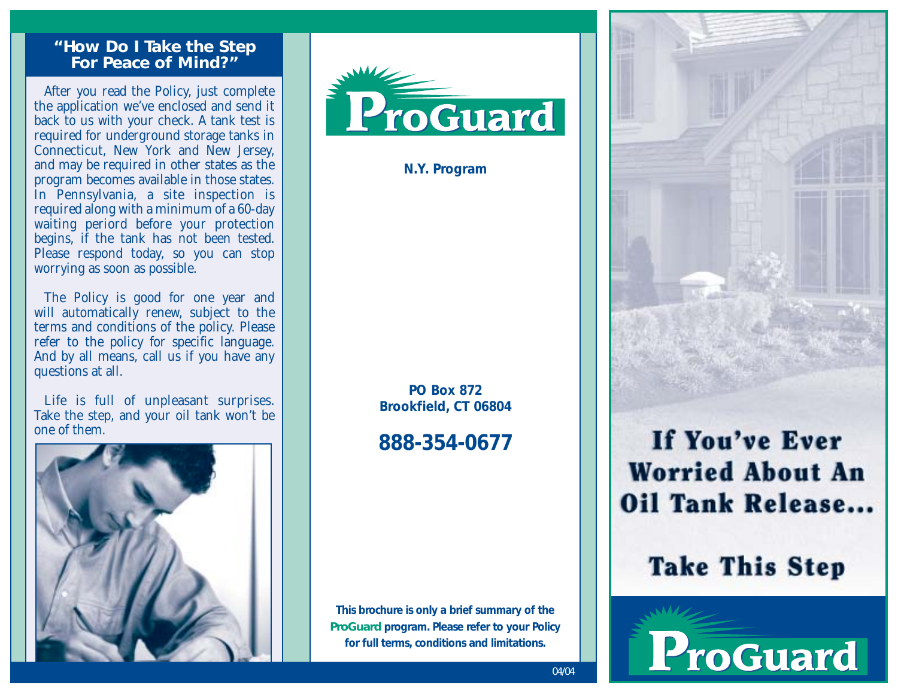## "How Do I Take the Step For Peace of Mind?"

After you read the Policy, just complete the application we've enclosed and send it back to us with your check. A tank test is required for underground storage tanks in Connecticut, New York and New Jersey, and may be required in other states as the program becomes available in those states. In Pennsylvania, a site inspection is required along with a minimum of a 60-day waiting periord before your protection begins, if the tank has not been tested. Please respond today, so you can stop worrying as soon as possible.

The Policy is good for one year and will automatically renew, subject to the terms and conditions of the policy. Please refer to the policy for specific language. And by all means, call us if you have any questions at all.

Life is full of unpleasant surprises. Take the step, and your oil tank won't be one of them.

# ProGuard

**N.Y. Program**

**PO Box 872**
**Brookfield, CT 06804**

## 888-354-0677

**This brochure is only a brief summary of the ProGuard program. Please refer to your Policy for full terms, conditions and limitations.**

04/04

# If You've Ever Worried About An Oil Tank Release...

# Take This Step

# ProGuard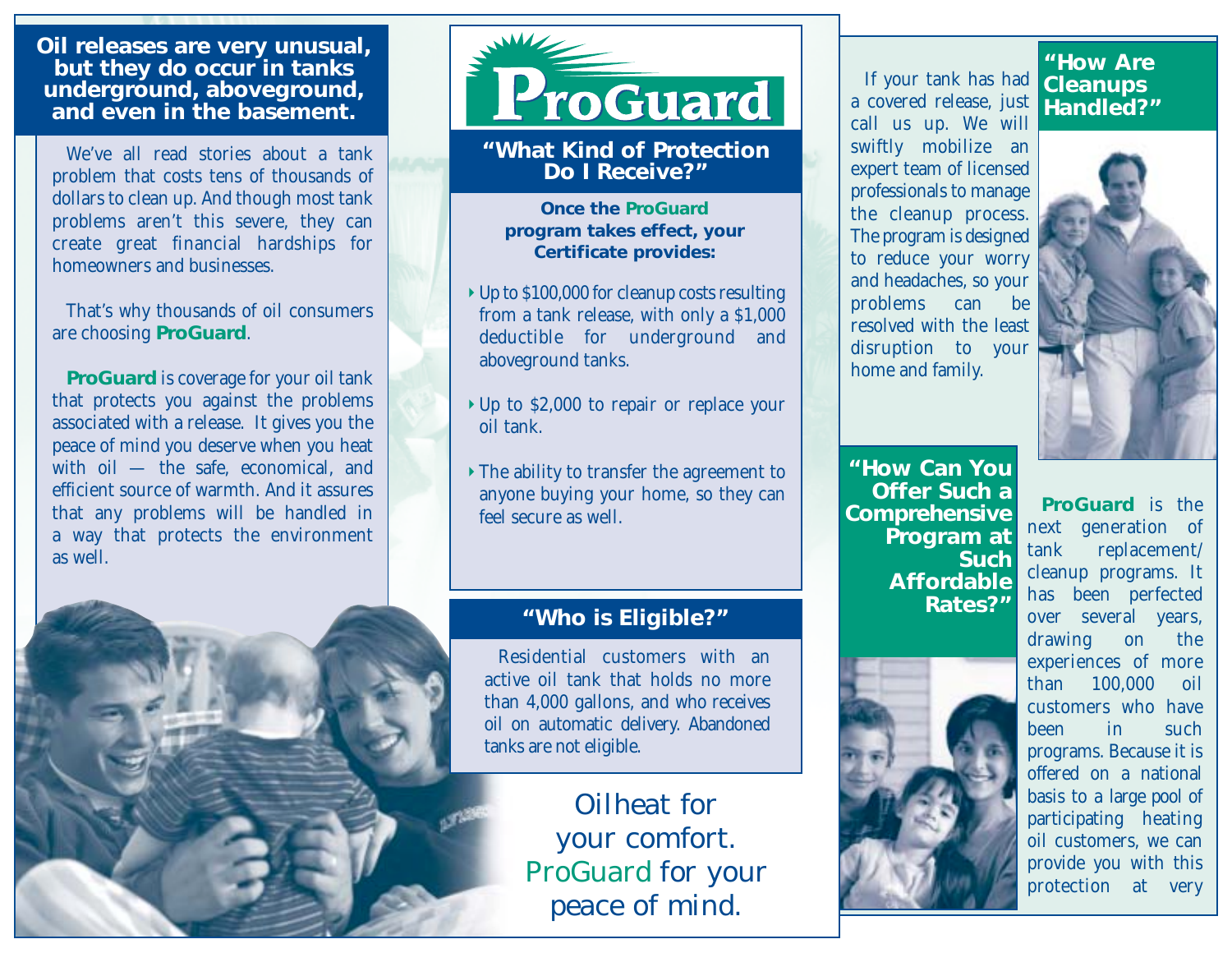## Oil releases are very unusual, but they do occur in tanks underground, aboveground, and even in the basement.

We've all read stories about a tank problem that costs tens of thousands of dollars to clean up. And though most tank problems aren't this severe, they can create great financial hardships for homeowners and businesses.

That's why thousands of oil consumers are choosing **ProGuard**.

**ProGuard** is coverage for your oil tank that protects you against the problems associated with a release. It gives you the peace of mind you deserve when you heat with oil — the safe, economical, and efficient source of warmth. And it assures that any problems will be handled in a way that protects the environment as well.

# ProGuard

## "What Kind of Protection Do I Receive?"

**Once the ProGuard program takes effect, your Certificate provides:**

- Up to $100,000 for cleanup costs resulting from a tank release, with only a $1,000 deductible for underground and aboveground tanks.
- Up to $2,000 to repair or replace your oil tank.
- The ability to transfer the agreement to anyone buying your home, so they can feel secure as well.

## "Who is Eligible?"

Residential customers with an active oil tank that holds no more than 4,000 gallons, and who receives oil on automatic delivery. Abandoned tanks are not eligible.

Oilheat for your comfort. ProGuard for your peace of mind.

## "How Are Cleanups Handled?"

If your tank has had a covered release, just call us up. We will swiftly mobilize an expert team of licensed professionals to manage the cleanup process. The program is designed to reduce your worry and headaches, so your problems can be resolved with the least disruption to your home and family.

## "How Can You Offer Such a Comprehensive Program at Such Affordable Rates?"

**ProGuard** is the next generation of tank replacement/cleanup programs. It has been perfected over several years, drawing on the experiences of more than 100,000 oil customers who have been in such programs. Because it is offered on a national basis to a large pool of participating heating oil customers, we can provide you with this protection at very